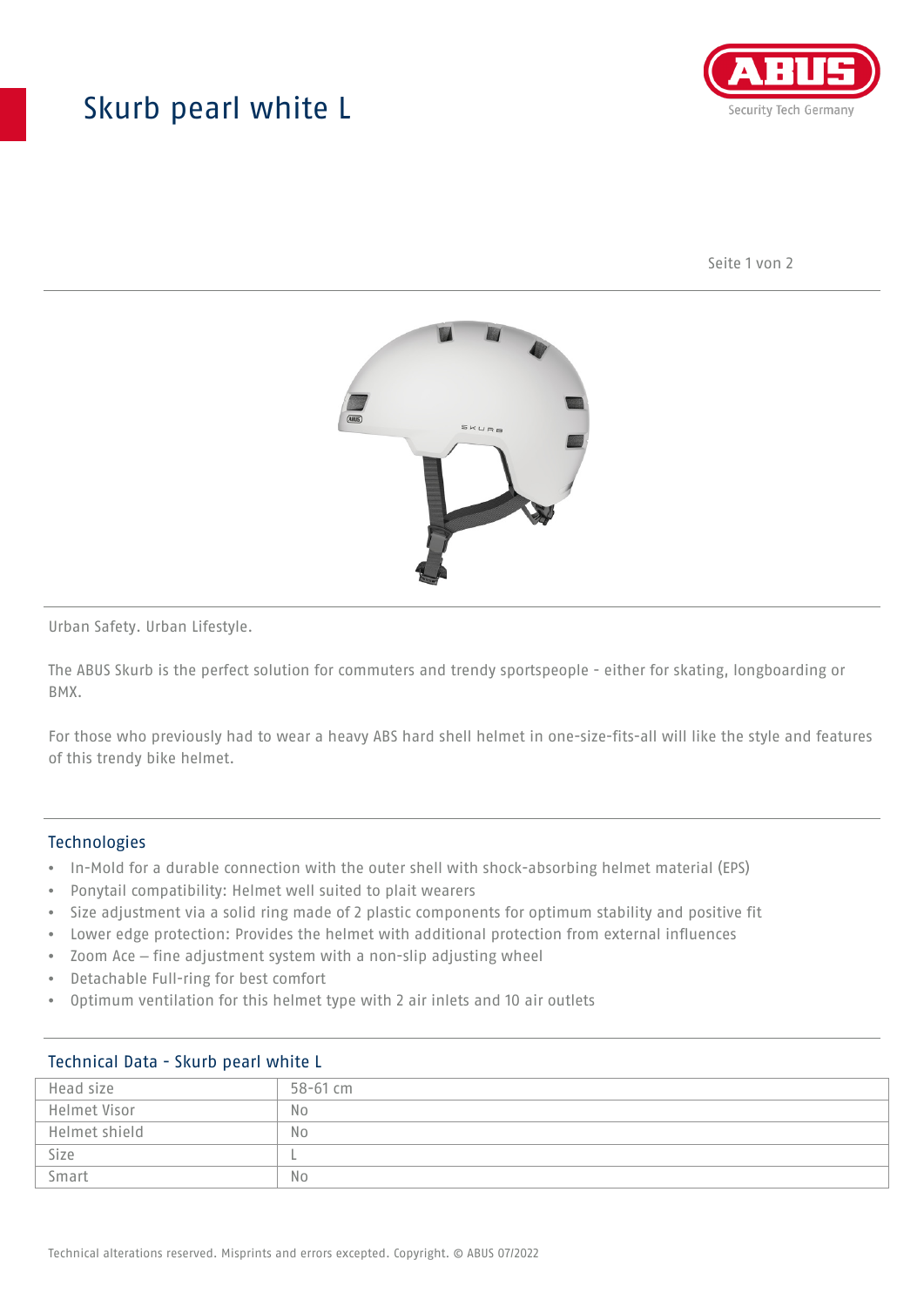# Skurb pearl white L

Urban Safety. Urban Lifestyle.

The ABUS Skurb is the perfect solution for commuters and trendy sportspeople - either for skating, longboarding or BMX.

For those who previously had to wear a heavy ABS hard shell helmet in one-size-fits-all will like the style and features of this trendy bike helmet.

## Technologies

- In-Mold for a durable connection with the outer shell with shock-absorbing helmet material (EPS)
- Ponytail compatibility: Helmet well suited to plait wearers
- Size adjustment via a solid ring made of 2 plastic components for optimum stability and positive fit
- Lower edge protection: Provides the helmet with additional protection from external influences
- Zoom Ace – fine adjustment system with a non-slip adjusting wheel
- Detachable Full-ring for best comfort
- Optimum ventilation for this helmet type with 2 air inlets and 10 air outlets

## Technical Data - Skurb pearl white L

| | |
|---|---|
| Head size | 58-61 cm |
| Helmet Visor | No |
| Helmet shield | No |
| Size | L |
| Smart | No |

Technical alterations reserved. Misprints and errors excepted. Copyright. © ABUS 07/2022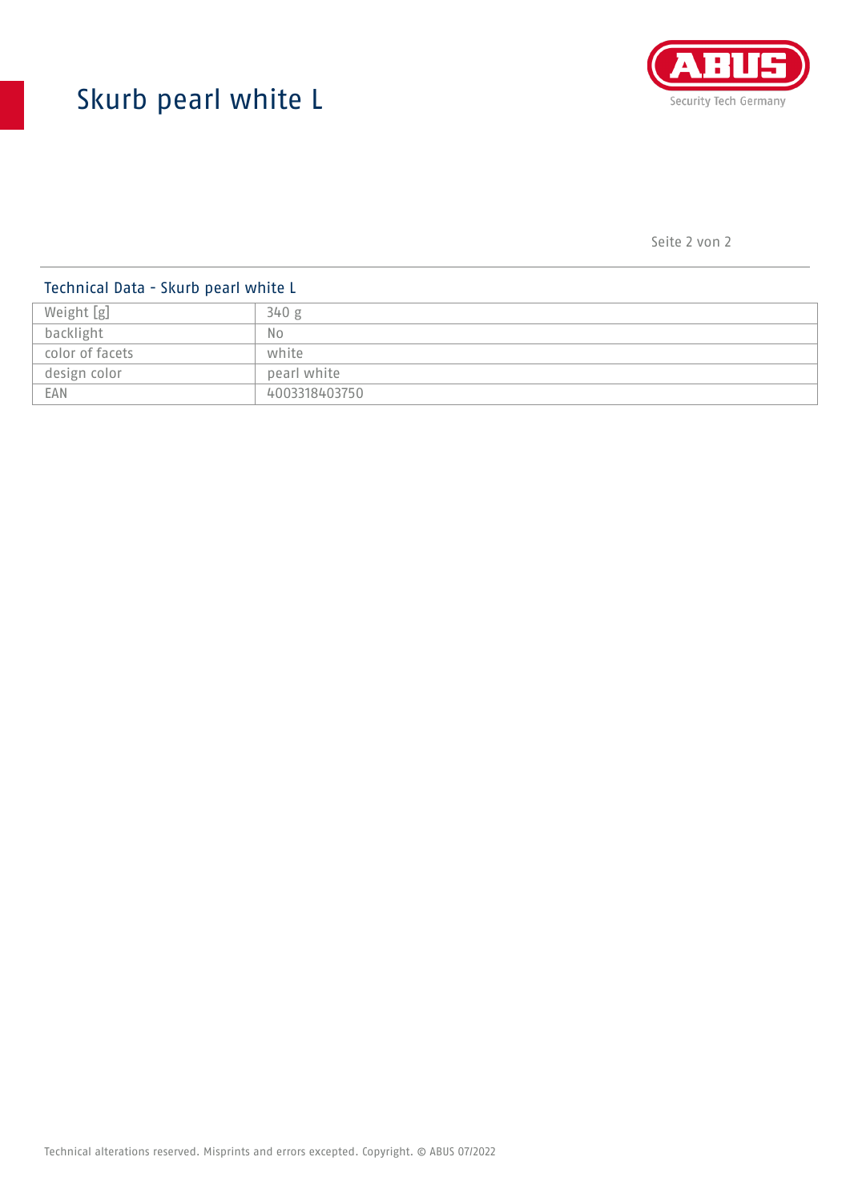# Skurb pearl white L

## Technical Data - Skurb pearl white L

| | |
|---|---|
| Weight [g] | 340 g |
| backlight | No |
| color of facets | white |
| design color | pearl white |
| EAN | 4003318403750 |

Technical alterations reserved. Misprints and errors excepted. Copyright. © ABUS 07/2022